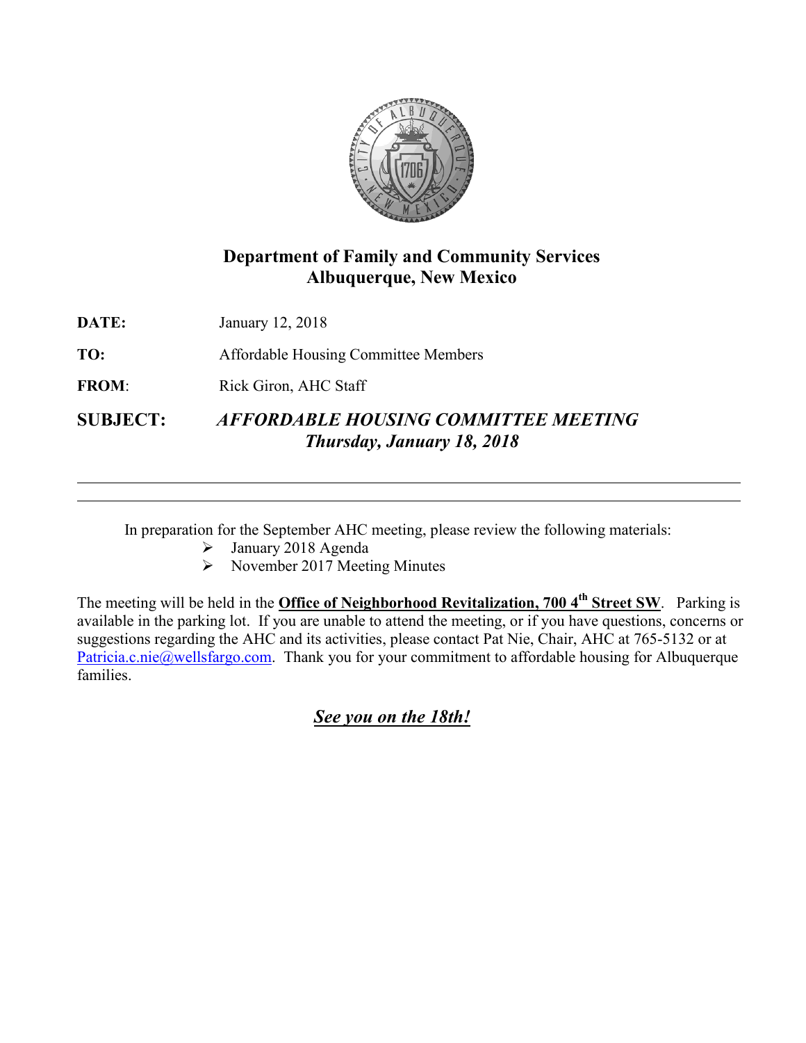# Department of Family and Community Services
# Albuquerque, New Mexico

**DATE:** January 12, 2018

**TO:** Affordable Housing Committee Members

**FROM:** Rick Giron, AHC Staff

**SUBJECT:** ***AFFORDABLE HOUSING COMMITTEE MEETING***
***Thursday, January 18, 2018***

---

In preparation for the September AHC meeting, please review the following materials:

- January 2018 Agenda
- November 2017 Meeting Minutes

The meeting will be held in the **Office of Neighborhood Revitalization, 700 4th Street SW**. Parking is available in the parking lot. If you are unable to attend the meeting, or if you have questions, concerns or suggestions regarding the AHC and its activities, please contact Pat Nie, Chair, AHC at 765-5132 or at Patricia.c.nie@wellsfargo.com. Thank you for your commitment to affordable housing for Albuquerque families.

***See you on the 18th!***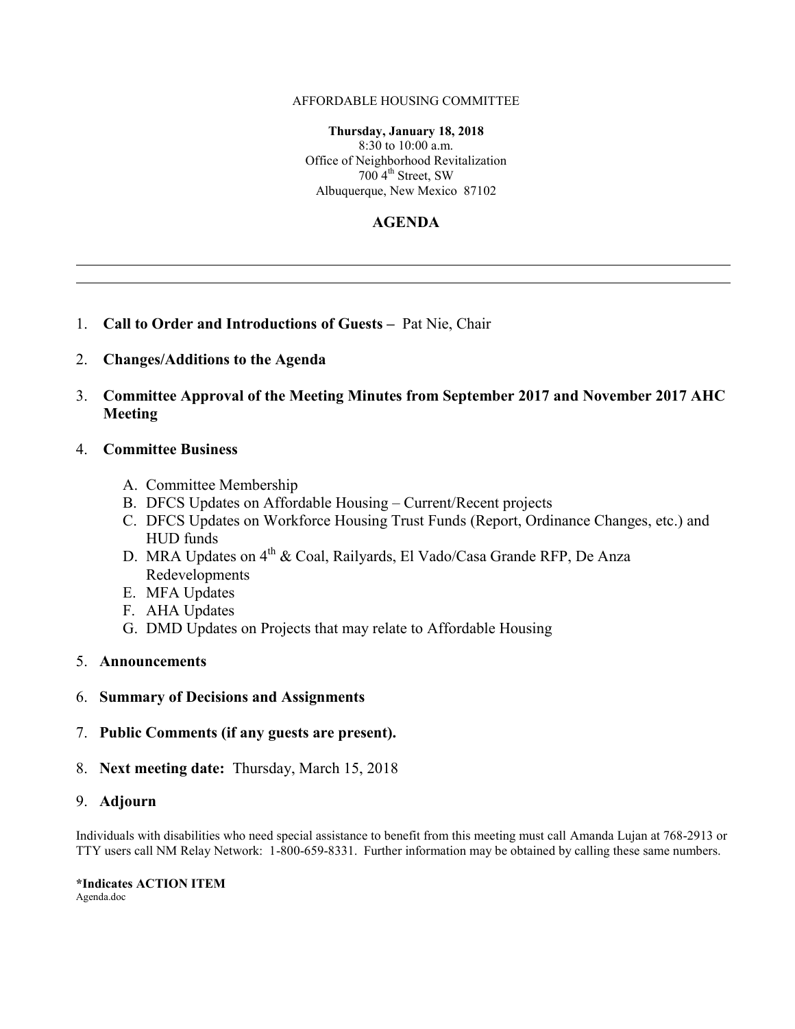AFFORDABLE HOUSING COMMITTEE

**Thursday, January 18, 2018**
8:30 to 10:00 a.m.
Office of Neighborhood Revitalization
700 4th Street, SW
Albuquerque, New Mexico 87102

# AGENDA

---

1. **Call to Order and Introductions of Guests –** Pat Nie, Chair
2. **Changes/Additions to the Agenda**
3. **Committee Approval of the Meeting Minutes from September 2017 and November 2017 AHC Meeting**
4. **Committee Business**
   - A. Committee Membership
   - B. DFCS Updates on Affordable Housing – Current/Recent projects
   - C. DFCS Updates on Workforce Housing Trust Funds (Report, Ordinance Changes, etc.) and HUD funds
   - D. MRA Updates on 4th & Coal, Railyards, El Vado/Casa Grande RFP, De Anza Redevelopments
   - E. MFA Updates
   - F. AHA Updates
   - G. DMD Updates on Projects that may relate to Affordable Housing
5. **Announcements**
6. **Summary of Decisions and Assignments**
7. **Public Comments (if any guests are present).**
8. **Next meeting date:** Thursday, March 15, 2018
9. **Adjourn**

Individuals with disabilities who need special assistance to benefit from this meeting must call Amanda Lujan at 768-2913 or TTY users call NM Relay Network: 1-800-659-8331. Further information may be obtained by calling these same numbers.

**\*Indicates ACTION ITEM**
Agenda.doc